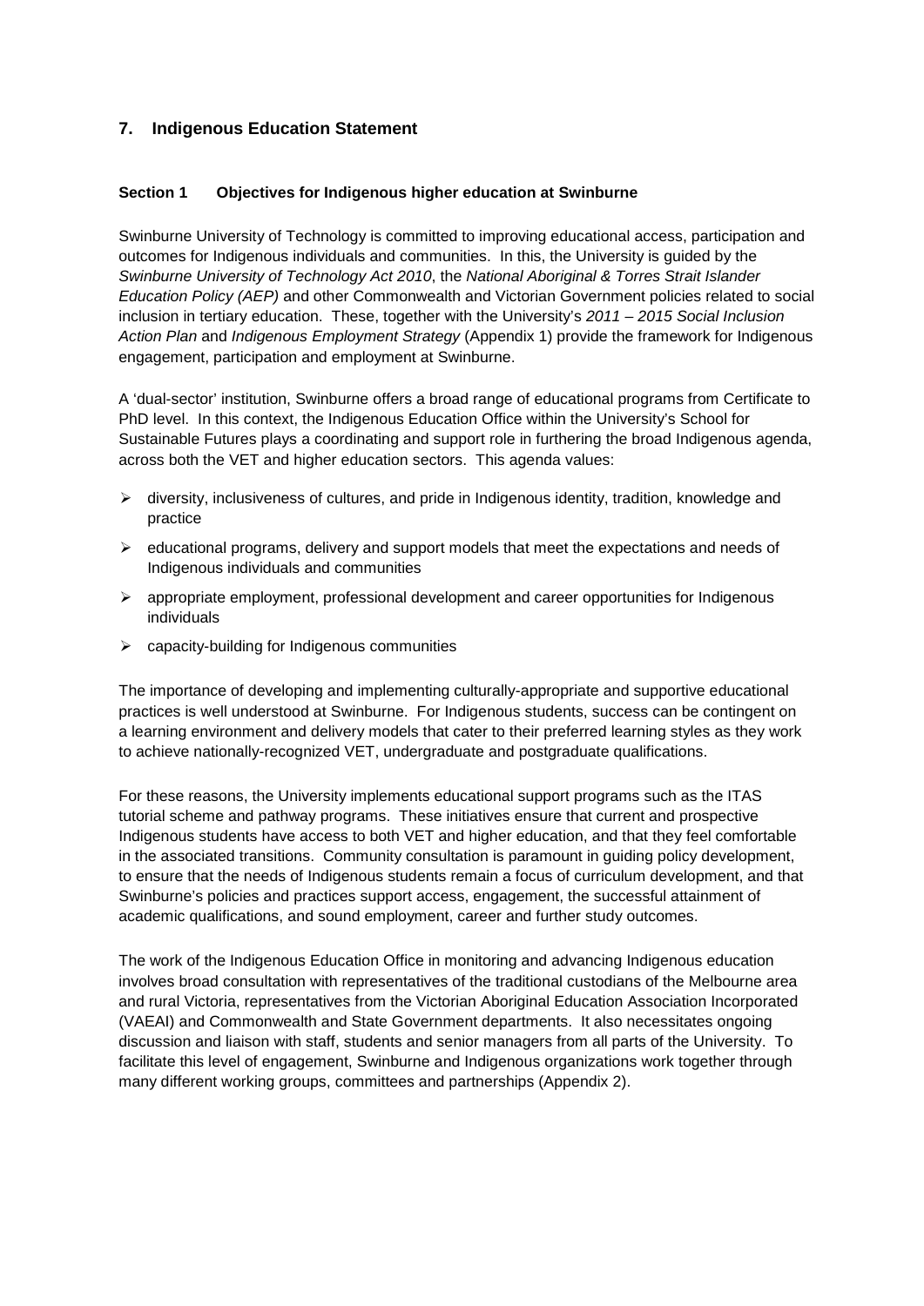## 7. Indigenous Education Statement

### Section 1 Objectives for Indigenous higher education at Swinburne

Swinburne University of Technology is committed to improving educational access, participation and outcomes for Indigenous individuals and communities. In this, the University is guided by the *Swinburne University of Technology Act 2010*, the *National Aboriginal & Torres Strait Islander Education Policy (AEP)* and other Commonwealth and Victorian Government policies related to social inclusion in tertiary education. These, together with the University's *2011 – 2015 Social Inclusion Action Plan* and *Indigenous Employment Strategy* (Appendix 1) provide the framework for Indigenous engagement, participation and employment at Swinburne.

A 'dual-sector' institution, Swinburne offers a broad range of educational programs from Certificate to PhD level. In this context, the Indigenous Education Office within the University's School for Sustainable Futures plays a coordinating and support role in furthering the broad Indigenous agenda, across both the VET and higher education sectors. This agenda values:

- diversity, inclusiveness of cultures, and pride in Indigenous identity, tradition, knowledge and practice
- educational programs, delivery and support models that meet the expectations and needs of Indigenous individuals and communities
- appropriate employment, professional development and career opportunities for Indigenous individuals
- capacity-building for Indigenous communities

The importance of developing and implementing culturally-appropriate and supportive educational practices is well understood at Swinburne. For Indigenous students, success can be contingent on a learning environment and delivery models that cater to their preferred learning styles as they work to achieve nationally-recognized VET, undergraduate and postgraduate qualifications.

For these reasons, the University implements educational support programs such as the ITAS tutorial scheme and pathway programs. These initiatives ensure that current and prospective Indigenous students have access to both VET and higher education, and that they feel comfortable in the associated transitions. Community consultation is paramount in guiding policy development, to ensure that the needs of Indigenous students remain a focus of curriculum development, and that Swinburne's policies and practices support access, engagement, the successful attainment of academic qualifications, and sound employment, career and further study outcomes.

The work of the Indigenous Education Office in monitoring and advancing Indigenous education involves broad consultation with representatives of the traditional custodians of the Melbourne area and rural Victoria, representatives from the Victorian Aboriginal Education Association Incorporated (VAEAI) and Commonwealth and State Government departments. It also necessitates ongoing discussion and liaison with staff, students and senior managers from all parts of the University. To facilitate this level of engagement, Swinburne and Indigenous organizations work together through many different working groups, committees and partnerships (Appendix 2).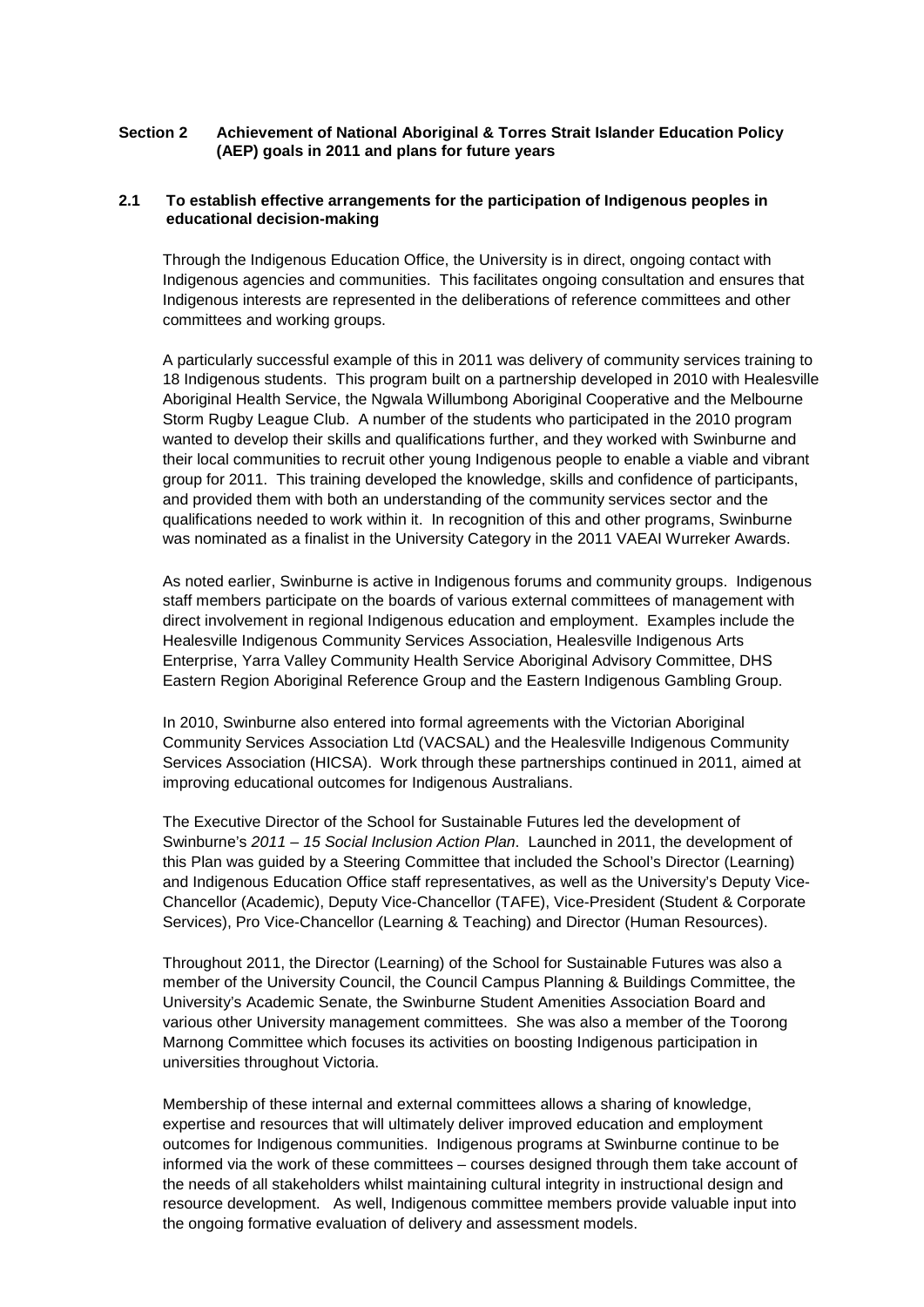## Section 2 Achievement of National Aboriginal & Torres Strait Islander Education Policy (AEP) goals in 2011 and plans for future years

### 2.1 To establish effective arrangements for the participation of Indigenous peoples in educational decision-making

Through the Indigenous Education Office, the University is in direct, ongoing contact with Indigenous agencies and communities. This facilitates ongoing consultation and ensures that Indigenous interests are represented in the deliberations of reference committees and other committees and working groups.

A particularly successful example of this in 2011 was delivery of community services training to 18 Indigenous students. This program built on a partnership developed in 2010 with Healesville Aboriginal Health Service, the Ngwala Willumbong Aboriginal Cooperative and the Melbourne Storm Rugby League Club. A number of the students who participated in the 2010 program wanted to develop their skills and qualifications further, and they worked with Swinburne and their local communities to recruit other young Indigenous people to enable a viable and vibrant group for 2011. This training developed the knowledge, skills and confidence of participants, and provided them with both an understanding of the community services sector and the qualifications needed to work within it. In recognition of this and other programs, Swinburne was nominated as a finalist in the University Category in the 2011 VAEAI Wurreker Awards.

As noted earlier, Swinburne is active in Indigenous forums and community groups. Indigenous staff members participate on the boards of various external committees of management with direct involvement in regional Indigenous education and employment. Examples include the Healesville Indigenous Community Services Association, Healesville Indigenous Arts Enterprise, Yarra Valley Community Health Service Aboriginal Advisory Committee, DHS Eastern Region Aboriginal Reference Group and the Eastern Indigenous Gambling Group.

In 2010, Swinburne also entered into formal agreements with the Victorian Aboriginal Community Services Association Ltd (VACSAL) and the Healesville Indigenous Community Services Association (HICSA). Work through these partnerships continued in 2011, aimed at improving educational outcomes for Indigenous Australians.

The Executive Director of the School for Sustainable Futures led the development of Swinburne's *2011 – 15 Social Inclusion Action Plan*. Launched in 2011, the development of this Plan was guided by a Steering Committee that included the School's Director (Learning) and Indigenous Education Office staff representatives, as well as the University's Deputy Vice-Chancellor (Academic), Deputy Vice-Chancellor (TAFE), Vice-President (Student & Corporate Services), Pro Vice-Chancellor (Learning & Teaching) and Director (Human Resources).

Throughout 2011, the Director (Learning) of the School for Sustainable Futures was also a member of the University Council, the Council Campus Planning & Buildings Committee, the University's Academic Senate, the Swinburne Student Amenities Association Board and various other University management committees. She was also a member of the Toorong Marnong Committee which focuses its activities on boosting Indigenous participation in universities throughout Victoria.

Membership of these internal and external committees allows a sharing of knowledge, expertise and resources that will ultimately deliver improved education and employment outcomes for Indigenous communities. Indigenous programs at Swinburne continue to be informed via the work of these committees – courses designed through them take account of the needs of all stakeholders whilst maintaining cultural integrity in instructional design and resource development. As well, Indigenous committee members provide valuable input into the ongoing formative evaluation of delivery and assessment models.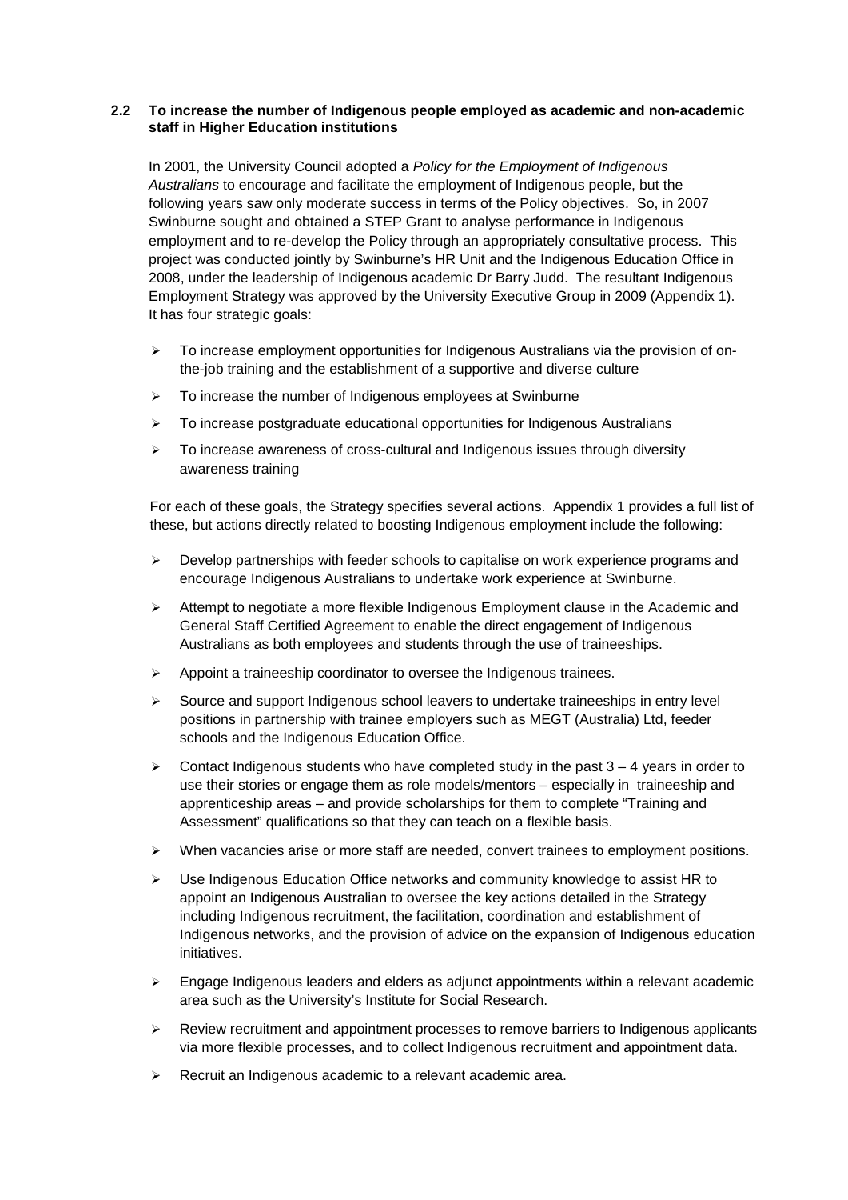### 2.2 To increase the number of Indigenous people employed as academic and non-academic staff in Higher Education institutions

In 2001, the University Council adopted a *Policy for the Employment of Indigenous Australians* to encourage and facilitate the employment of Indigenous people, but the following years saw only moderate success in terms of the Policy objectives. So, in 2007 Swinburne sought and obtained a STEP Grant to analyse performance in Indigenous employment and to re-develop the Policy through an appropriately consultative process. This project was conducted jointly by Swinburne's HR Unit and the Indigenous Education Office in 2008, under the leadership of Indigenous academic Dr Barry Judd. The resultant Indigenous Employment Strategy was approved by the University Executive Group in 2009 (Appendix 1). It has four strategic goals:

- To increase employment opportunities for Indigenous Australians via the provision of on-the-job training and the establishment of a supportive and diverse culture
- To increase the number of Indigenous employees at Swinburne
- To increase postgraduate educational opportunities for Indigenous Australians
- To increase awareness of cross-cultural and Indigenous issues through diversity awareness training

For each of these goals, the Strategy specifies several actions. Appendix 1 provides a full list of these, but actions directly related to boosting Indigenous employment include the following:

- Develop partnerships with feeder schools to capitalise on work experience programs and encourage Indigenous Australians to undertake work experience at Swinburne.
- Attempt to negotiate a more flexible Indigenous Employment clause in the Academic and General Staff Certified Agreement to enable the direct engagement of Indigenous Australians as both employees and students through the use of traineeships.
- Appoint a traineeship coordinator to oversee the Indigenous trainees.
- Source and support Indigenous school leavers to undertake traineeships in entry level positions in partnership with trainee employers such as MEGT (Australia) Ltd, feeder schools and the Indigenous Education Office.
- Contact Indigenous students who have completed study in the past 3 – 4 years in order to use their stories or engage them as role models/mentors – especially in traineeship and apprenticeship areas – and provide scholarships for them to complete "Training and Assessment" qualifications so that they can teach on a flexible basis.
- When vacancies arise or more staff are needed, convert trainees to employment positions.
- Use Indigenous Education Office networks and community knowledge to assist HR to appoint an Indigenous Australian to oversee the key actions detailed in the Strategy including Indigenous recruitment, the facilitation, coordination and establishment of Indigenous networks, and the provision of advice on the expansion of Indigenous education initiatives.
- Engage Indigenous leaders and elders as adjunct appointments within a relevant academic area such as the University's Institute for Social Research.
- Review recruitment and appointment processes to remove barriers to Indigenous applicants via more flexible processes, and to collect Indigenous recruitment and appointment data.
- Recruit an Indigenous academic to a relevant academic area.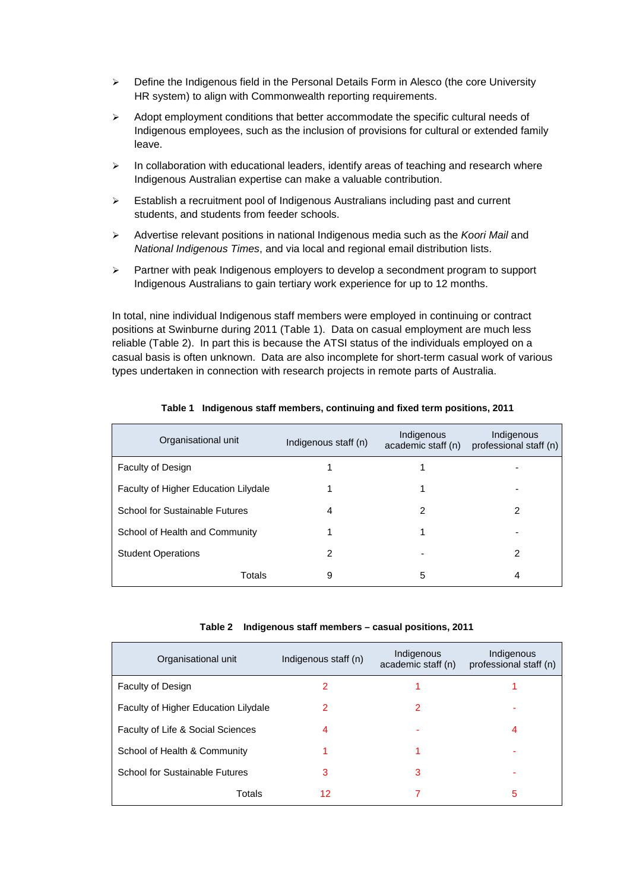- Define the Indigenous field in the Personal Details Form in Alesco (the core University HR system) to align with Commonwealth reporting requirements.
- Adopt employment conditions that better accommodate the specific cultural needs of Indigenous employees, such as the inclusion of provisions for cultural or extended family leave.
- In collaboration with educational leaders, identify areas of teaching and research where Indigenous Australian expertise can make a valuable contribution.
- Establish a recruitment pool of Indigenous Australians including past and current students, and students from feeder schools.
- Advertise relevant positions in national Indigenous media such as the *Koori Mail* and *National Indigenous Times*, and via local and regional email distribution lists.
- Partner with peak Indigenous employers to develop a secondment program to support Indigenous Australians to gain tertiary work experience for up to 12 months.

In total, nine individual Indigenous staff members were employed in continuing or contract positions at Swinburne during 2011 (Table 1). Data on casual employment are much less reliable (Table 2). In part this is because the ATSI status of the individuals employed on a casual basis is often unknown. Data are also incomplete for short-term casual work of various types undertaken in connection with research projects in remote parts of Australia.

**Table 1 Indigenous staff members, continuing and fixed term positions, 2011**

| Organisational unit | Indigenous staff (n) | Indigenous academic staff (n) | Indigenous professional staff (n) |
|---|---|---|---|
| Faculty of Design | 1 | 1 | - |
| Faculty of Higher Education Lilydale | 1 | 1 | - |
| School for Sustainable Futures | 4 | 2 | 2 |
| School of Health and Community | 1 | 1 | - |
| Student Operations | 2 | - | 2 |
| Totals | 9 | 5 | 4 |

**Table 2 Indigenous staff members – casual positions, 2011**

| Organisational unit | Indigenous staff (n) | Indigenous academic staff (n) | Indigenous professional staff (n) |
|---|---|---|---|
| Faculty of Design | 2 | 1 | 1 |
| Faculty of Higher Education Lilydale | 2 | 2 | - |
| Faculty of Life & Social Sciences | 4 | - | 4 |
| School of Health & Community | 1 | 1 | - |
| School for Sustainable Futures | 3 | 3 | - |
| Totals | 12 | 7 | 5 |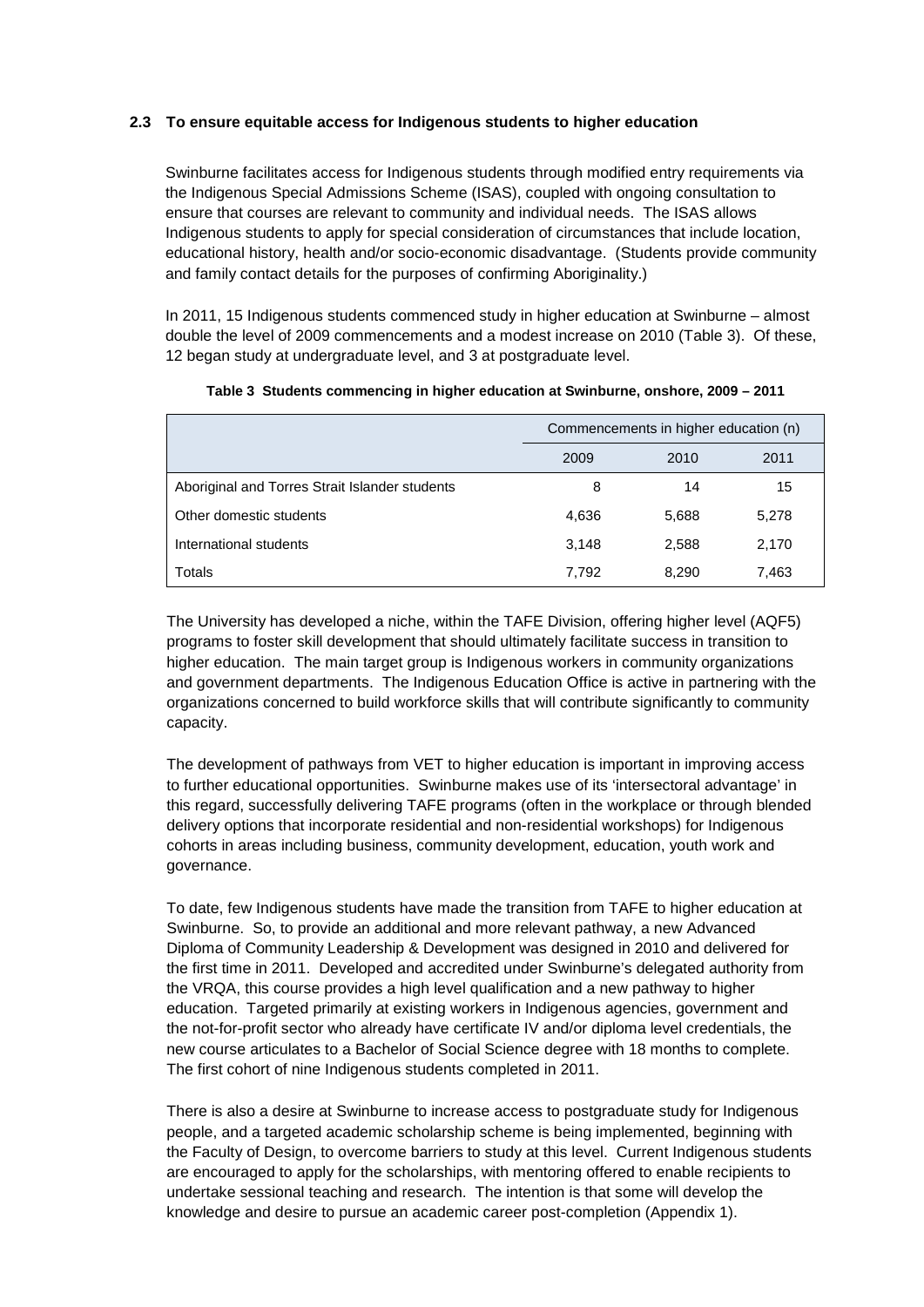### 2.3 To ensure equitable access for Indigenous students to higher education

Swinburne facilitates access for Indigenous students through modified entry requirements via the Indigenous Special Admissions Scheme (ISAS), coupled with ongoing consultation to ensure that courses are relevant to community and individual needs. The ISAS allows Indigenous students to apply for special consideration of circumstances that include location, educational history, health and/or socio-economic disadvantage. (Students provide community and family contact details for the purposes of confirming Aboriginality.)

In 2011, 15 Indigenous students commenced study in higher education at Swinburne – almost double the level of 2009 commencements and a modest increase on 2010 (Table 3). Of these, 12 began study at undergraduate level, and 3 at postgraduate level.

**Table 3 Students commencing in higher education at Swinburne, onshore, 2009 – 2011**

| | Commencements in higher education (n) | | |
|---|---|---|---|
| | 2009 | 2010 | 2011 |
| Aboriginal and Torres Strait Islander students | 8 | 14 | 15 |
| Other domestic students | 4,636 | 5,688 | 5,278 |
| International students | 3,148 | 2,588 | 2,170 |
| Totals | 7,792 | 8,290 | 7,463 |

The University has developed a niche, within the TAFE Division, offering higher level (AQF5) programs to foster skill development that should ultimately facilitate success in transition to higher education. The main target group is Indigenous workers in community organizations and government departments. The Indigenous Education Office is active in partnering with the organizations concerned to build workforce skills that will contribute significantly to community capacity.

The development of pathways from VET to higher education is important in improving access to further educational opportunities. Swinburne makes use of its 'intersectoral advantage' in this regard, successfully delivering TAFE programs (often in the workplace or through blended delivery options that incorporate residential and non-residential workshops) for Indigenous cohorts in areas including business, community development, education, youth work and governance.

To date, few Indigenous students have made the transition from TAFE to higher education at Swinburne. So, to provide an additional and more relevant pathway, a new Advanced Diploma of Community Leadership & Development was designed in 2010 and delivered for the first time in 2011. Developed and accredited under Swinburne's delegated authority from the VRQA, this course provides a high level qualification and a new pathway to higher education. Targeted primarily at existing workers in Indigenous agencies, government and the not-for-profit sector who already have certificate IV and/or diploma level credentials, the new course articulates to a Bachelor of Social Science degree with 18 months to complete. The first cohort of nine Indigenous students completed in 2011.

There is also a desire at Swinburne to increase access to postgraduate study for Indigenous people, and a targeted academic scholarship scheme is being implemented, beginning with the Faculty of Design, to overcome barriers to study at this level. Current Indigenous students are encouraged to apply for the scholarships, with mentoring offered to enable recipients to undertake sessional teaching and research. The intention is that some will develop the knowledge and desire to pursue an academic career post-completion (Appendix 1).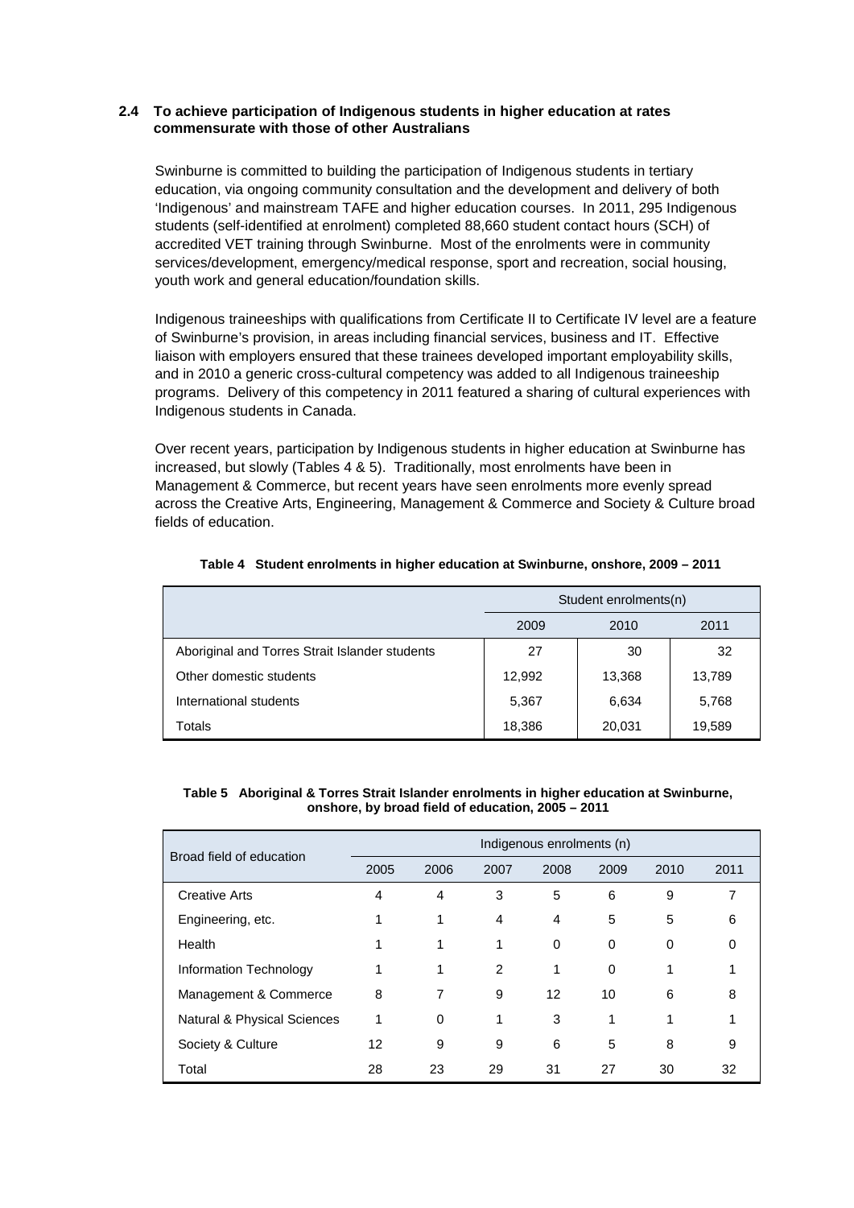### 2.4 To achieve participation of Indigenous students in higher education at rates commensurate with those of other Australians

Swinburne is committed to building the participation of Indigenous students in tertiary education, via ongoing community consultation and the development and delivery of both 'Indigenous' and mainstream TAFE and higher education courses. In 2011, 295 Indigenous students (self-identified at enrolment) completed 88,660 student contact hours (SCH) of accredited VET training through Swinburne. Most of the enrolments were in community services/development, emergency/medical response, sport and recreation, social housing, youth work and general education/foundation skills.

Indigenous traineeships with qualifications from Certificate II to Certificate IV level are a feature of Swinburne's provision, in areas including financial services, business and IT. Effective liaison with employers ensured that these trainees developed important employability skills, and in 2010 a generic cross-cultural competency was added to all Indigenous traineeship programs. Delivery of this competency in 2011 featured a sharing of cultural experiences with Indigenous students in Canada.

Over recent years, participation by Indigenous students in higher education at Swinburne has increased, but slowly (Tables 4 & 5). Traditionally, most enrolments have been in Management & Commerce, but recent years have seen enrolments more evenly spread across the Creative Arts, Engineering, Management & Commerce and Society & Culture broad fields of education.

**Table 4 Student enrolments in higher education at Swinburne, onshore, 2009 – 2011**

| | Student enrolments(n) | | |
|---|---|---|---|
| | 2009 | 2010 | 2011 |
| Aboriginal and Torres Strait Islander students | 27 | 30 | 32 |
| Other domestic students | 12,992 | 13,368 | 13,789 |
| International students | 5,367 | 6,634 | 5,768 |
| Totals | 18,386 | 20,031 | 19,589 |

**Table 5 Aboriginal & Torres Strait Islander enrolments in higher education at Swinburne, onshore, by broad field of education, 2005 – 2011**

| Broad field of education | Indigenous enrolments (n) | | | | | | |
|---|---|---|---|---|---|---|---|
| | 2005 | 2006 | 2007 | 2008 | 2009 | 2010 | 2011 |
| Creative Arts | 4 | 4 | 3 | 5 | 6 | 9 | 7 |
| Engineering, etc. | 1 | 1 | 4 | 4 | 5 | 5 | 6 |
| Health | 1 | 1 | 1 | 0 | 0 | 0 | 0 |
| Information Technology | 1 | 1 | 2 | 1 | 0 | 1 | 1 |
| Management & Commerce | 8 | 7 | 9 | 12 | 10 | 6 | 8 |
| Natural & Physical Sciences | 1 | 0 | 1 | 3 | 1 | 1 | 1 |
| Society & Culture | 12 | 9 | 9 | 6 | 5 | 8 | 9 |
| Total | 28 | 23 | 29 | 31 | 27 | 30 | 32 |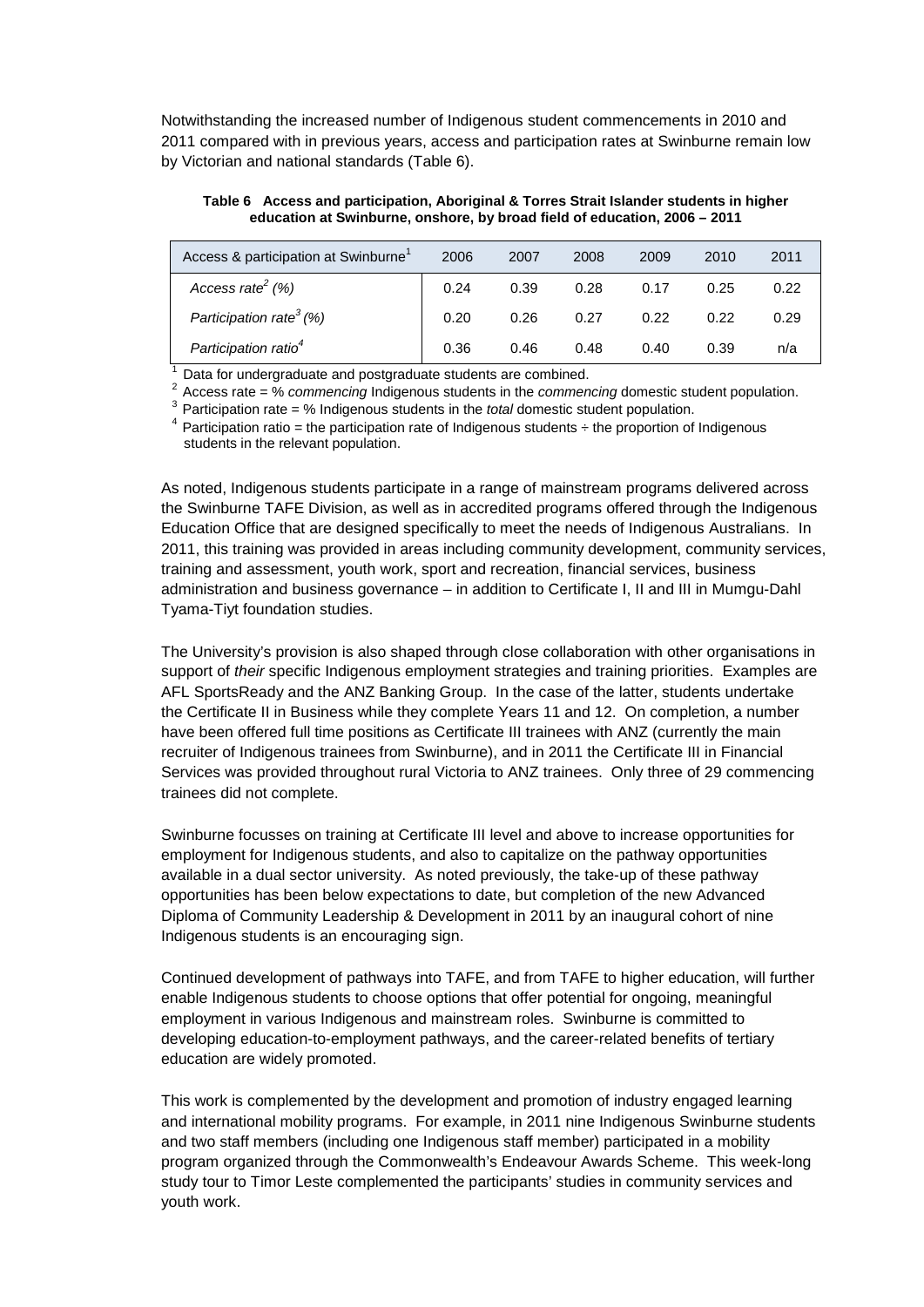Notwithstanding the increased number of Indigenous student commencements in 2010 and 2011 compared with in previous years, access and participation rates at Swinburne remain low by Victorian and national standards (Table 6).

**Table 6 Access and participation, Aboriginal & Torres Strait Islander students in higher education at Swinburne, onshore, by broad field of education, 2006 – 2011**

| Access & participation at Swinburne[1] | 2006 | 2007 | 2008 | 2009 | 2010 | 2011 |
|---|---|---|---|---|---|---|
| *Access rate[2] (%)* | 0.24 | 0.39 | 0.28 | 0.17 | 0.25 | 0.22 |
| *Participation rate[3] (%)* | 0.20 | 0.26 | 0.27 | 0.22 | 0.22 | 0.29 |
| *Participation ratio[4]* | 0.36 | 0.46 | 0.48 | 0.40 | 0.39 | n/a |

[1] Data for undergraduate and postgraduate students are combined.
[2] Access rate = % *commencing* Indigenous students in the *commencing* domestic student population.
[3] Participation rate = % Indigenous students in the *total* domestic student population.
[4] Participation ratio = the participation rate of Indigenous students ÷ the proportion of Indigenous students in the relevant population.

As noted, Indigenous students participate in a range of mainstream programs delivered across the Swinburne TAFE Division, as well as in accredited programs offered through the Indigenous Education Office that are designed specifically to meet the needs of Indigenous Australians. In 2011, this training was provided in areas including community development, community services, training and assessment, youth work, sport and recreation, financial services, business administration and business governance – in addition to Certificate I, II and III in Mumgu-Dahl Tyama-Tiyt foundation studies.

The University's provision is also shaped through close collaboration with other organisations in support of *their* specific Indigenous employment strategies and training priorities. Examples are AFL SportsReady and the ANZ Banking Group. In the case of the latter, students undertake the Certificate II in Business while they complete Years 11 and 12. On completion, a number have been offered full time positions as Certificate III trainees with ANZ (currently the main recruiter of Indigenous trainees from Swinburne), and in 2011 the Certificate III in Financial Services was provided throughout rural Victoria to ANZ trainees. Only three of 29 commencing trainees did not complete.

Swinburne focusses on training at Certificate III level and above to increase opportunities for employment for Indigenous students, and also to capitalize on the pathway opportunities available in a dual sector university. As noted previously, the take-up of these pathway opportunities has been below expectations to date, but completion of the new Advanced Diploma of Community Leadership & Development in 2011 by an inaugural cohort of nine Indigenous students is an encouraging sign.

Continued development of pathways into TAFE, and from TAFE to higher education, will further enable Indigenous students to choose options that offer potential for ongoing, meaningful employment in various Indigenous and mainstream roles. Swinburne is committed to developing education-to-employment pathways, and the career-related benefits of tertiary education are widely promoted.

This work is complemented by the development and promotion of industry engaged learning and international mobility programs. For example, in 2011 nine Indigenous Swinburne students and two staff members (including one Indigenous staff member) participated in a mobility program organized through the Commonwealth's Endeavour Awards Scheme. This week-long study tour to Timor Leste complemented the participants' studies in community services and youth work.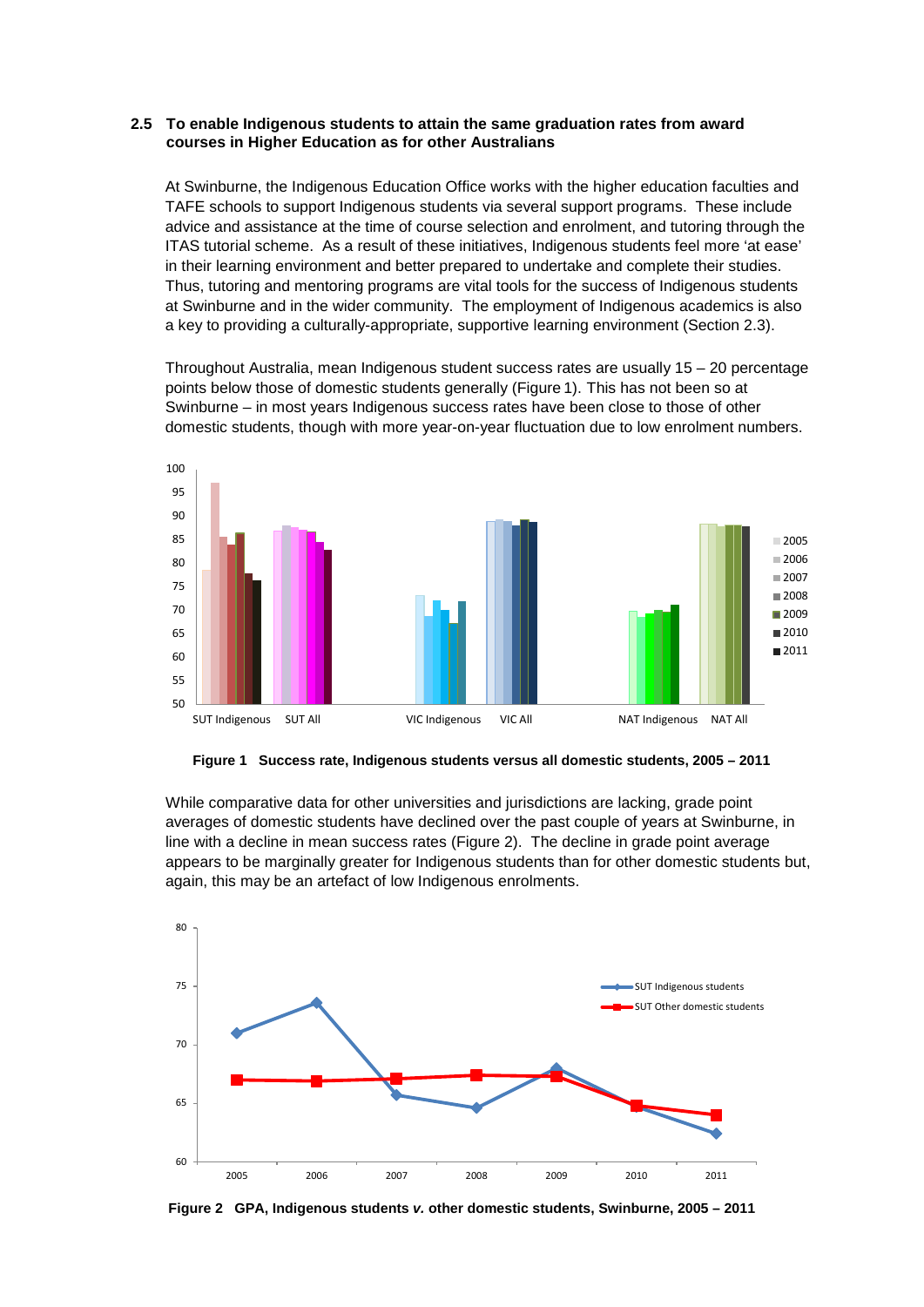### 2.5 To enable Indigenous students to attain the same graduation rates from award courses in Higher Education as for other Australians

At Swinburne, the Indigenous Education Office works with the higher education faculties and TAFE schools to support Indigenous students via several support programs. These include advice and assistance at the time of course selection and enrolment, and tutoring through the ITAS tutorial scheme. As a result of these initiatives, Indigenous students feel more 'at ease' in their learning environment and better prepared to undertake and complete their studies. Thus, tutoring and mentoring programs are vital tools for the success of Indigenous students at Swinburne and in the wider community. The employment of Indigenous academics is also a key to providing a culturally-appropriate, supportive learning environment (Section 2.3).

Throughout Australia, mean Indigenous student success rates are usually 15 – 20 percentage points below those of domestic students generally (Figure 1). This has not been so at Swinburne – in most years Indigenous success rates have been close to those of other domestic students, though with more year-on-year fluctuation due to low enrolment numbers.

**Figure 1 Success rate, Indigenous students versus all domestic students, 2005 – 2011**

While comparative data for other universities and jurisdictions are lacking, grade point averages of domestic students have declined over the past couple of years at Swinburne, in line with a decline in mean success rates (Figure 2). The decline in grade point average appears to be marginally greater for Indigenous students than for other domestic students but, again, this may be an artefact of low Indigenous enrolments.

**Figure 2 GPA, Indigenous students *v.* other domestic students, Swinburne, 2005 – 2011**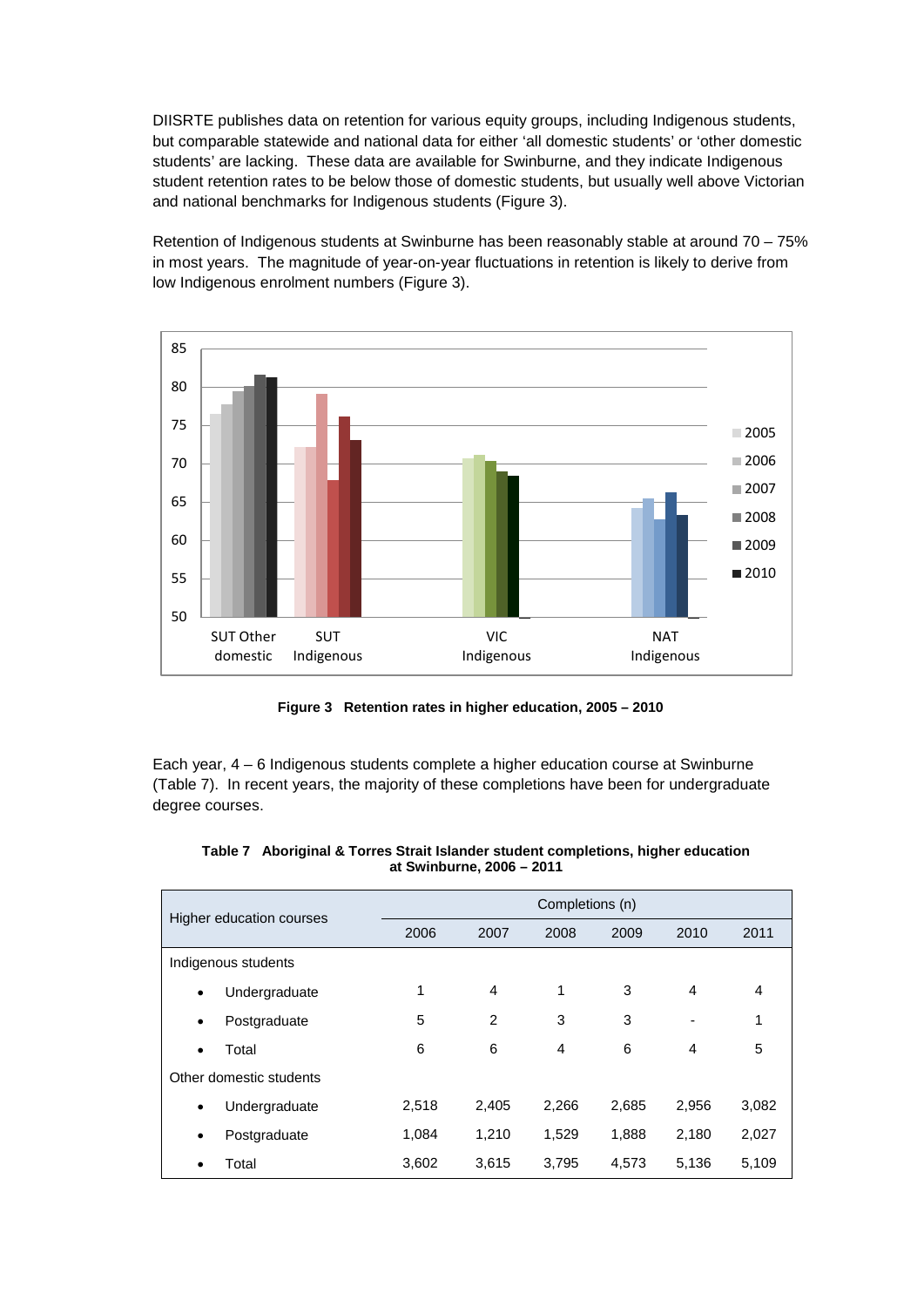DIISRTE publishes data on retention for various equity groups, including Indigenous students, but comparable statewide and national data for either 'all domestic students' or 'other domestic students' are lacking. These data are available for Swinburne, and they indicate Indigenous student retention rates to be below those of domestic students, but usually well above Victorian and national benchmarks for Indigenous students (Figure 3).

Retention of Indigenous students at Swinburne has been reasonably stable at around 70 – 75% in most years. The magnitude of year-on-year fluctuations in retention is likely to derive from low Indigenous enrolment numbers (Figure 3).

**Figure 3 Retention rates in higher education, 2005 – 2010**

Each year, 4 – 6 Indigenous students complete a higher education course at Swinburne (Table 7). In recent years, the majority of these completions have been for undergraduate degree courses.

**Table 7 Aboriginal & Torres Strait Islander student completions, higher education at Swinburne, 2006 – 2011**

| Higher education courses | Completions (n) | | | | | |
|---|---|---|---|---|---|---|
| | 2006 | 2007 | 2008 | 2009 | 2010 | 2011 |
| Indigenous students | | | | | | |
| • Undergraduate | 1 | 4 | 1 | 3 | 4 | 4 |
| • Postgraduate | 5 | 2 | 3 | 3 | - | 1 |
| • Total | 6 | 6 | 4 | 6 | 4 | 5 |
| Other domestic students | | | | | | |
| • Undergraduate | 2,518 | 2,405 | 2,266 | 2,685 | 2,956 | 3,082 |
| • Postgraduate | 1,084 | 1,210 | 1,529 | 1,888 | 2,180 | 2,027 |
| • Total | 3,602 | 3,615 | 3,795 | 4,573 | 5,136 | 5,109 |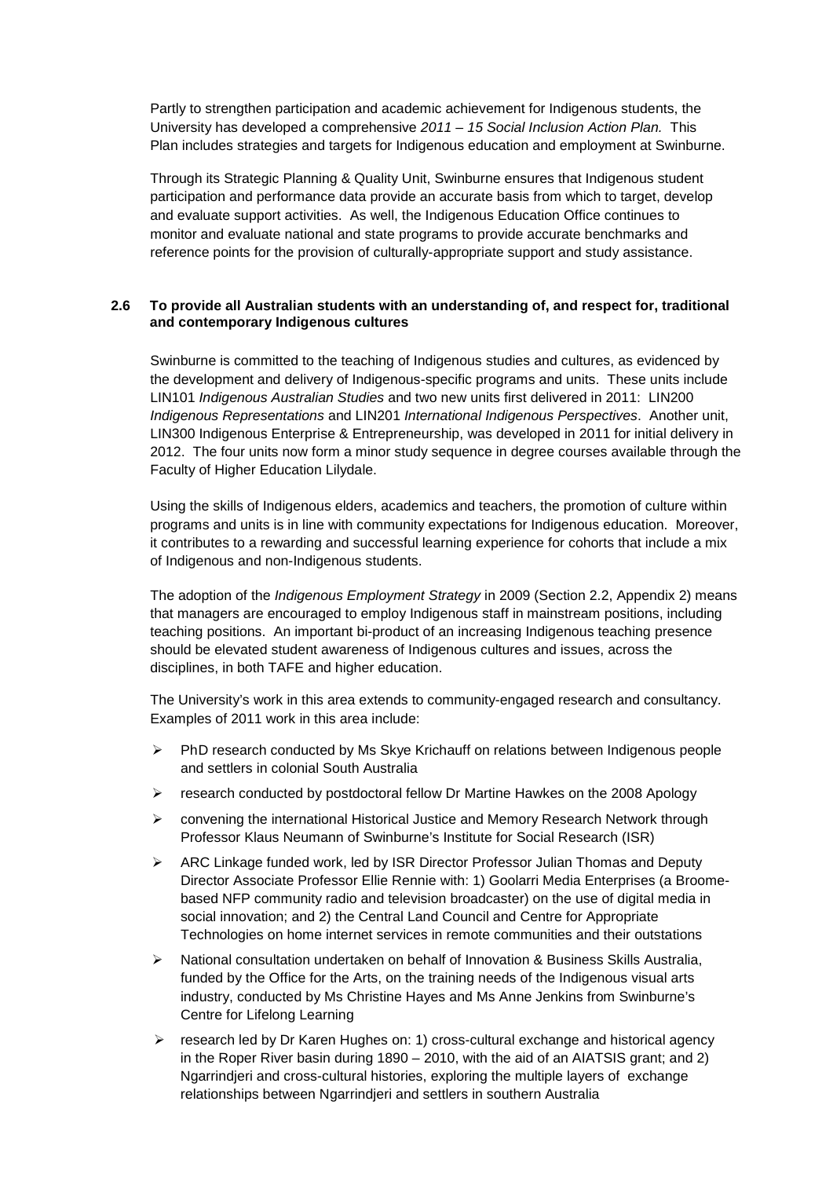Partly to strengthen participation and academic achievement for Indigenous students, the University has developed a comprehensive *2011 – 15 Social Inclusion Action Plan.* This Plan includes strategies and targets for Indigenous education and employment at Swinburne.

Through its Strategic Planning & Quality Unit, Swinburne ensures that Indigenous student participation and performance data provide an accurate basis from which to target, develop and evaluate support activities. As well, the Indigenous Education Office continues to monitor and evaluate national and state programs to provide accurate benchmarks and reference points for the provision of culturally-appropriate support and study assistance.

### 2.6 To provide all Australian students with an understanding of, and respect for, traditional and contemporary Indigenous cultures

Swinburne is committed to the teaching of Indigenous studies and cultures, as evidenced by the development and delivery of Indigenous-specific programs and units. These units include LIN101 *Indigenous Australian Studies* and two new units first delivered in 2011: LIN200 *Indigenous Representations* and LIN201 *International Indigenous Perspectives*. Another unit, LIN300 Indigenous Enterprise & Entrepreneurship, was developed in 2011 for initial delivery in 2012. The four units now form a minor study sequence in degree courses available through the Faculty of Higher Education Lilydale.

Using the skills of Indigenous elders, academics and teachers, the promotion of culture within programs and units is in line with community expectations for Indigenous education. Moreover, it contributes to a rewarding and successful learning experience for cohorts that include a mix of Indigenous and non-Indigenous students.

The adoption of the *Indigenous Employment Strategy* in 2009 (Section 2.2, Appendix 2) means that managers are encouraged to employ Indigenous staff in mainstream positions, including teaching positions. An important bi-product of an increasing Indigenous teaching presence should be elevated student awareness of Indigenous cultures and issues, across the disciplines, in both TAFE and higher education.

The University's work in this area extends to community-engaged research and consultancy. Examples of 2011 work in this area include:

- PhD research conducted by Ms Skye Krichauff on relations between Indigenous people and settlers in colonial South Australia
- research conducted by postdoctoral fellow Dr Martine Hawkes on the 2008 Apology
- convening the international Historical Justice and Memory Research Network through Professor Klaus Neumann of Swinburne's Institute for Social Research (ISR)
- ARC Linkage funded work, led by ISR Director Professor Julian Thomas and Deputy Director Associate Professor Ellie Rennie with: 1) Goolarri Media Enterprises (a Broome-based NFP community radio and television broadcaster) on the use of digital media in social innovation; and 2) the Central Land Council and Centre for Appropriate Technologies on home internet services in remote communities and their outstations
- National consultation undertaken on behalf of Innovation & Business Skills Australia, funded by the Office for the Arts, on the training needs of the Indigenous visual arts industry, conducted by Ms Christine Hayes and Ms Anne Jenkins from Swinburne's Centre for Lifelong Learning
- research led by Dr Karen Hughes on: 1) cross-cultural exchange and historical agency in the Roper River basin during 1890 – 2010, with the aid of an AIATSIS grant; and 2) Ngarrindjeri and cross-cultural histories, exploring the multiple layers of exchange relationships between Ngarrindjeri and settlers in southern Australia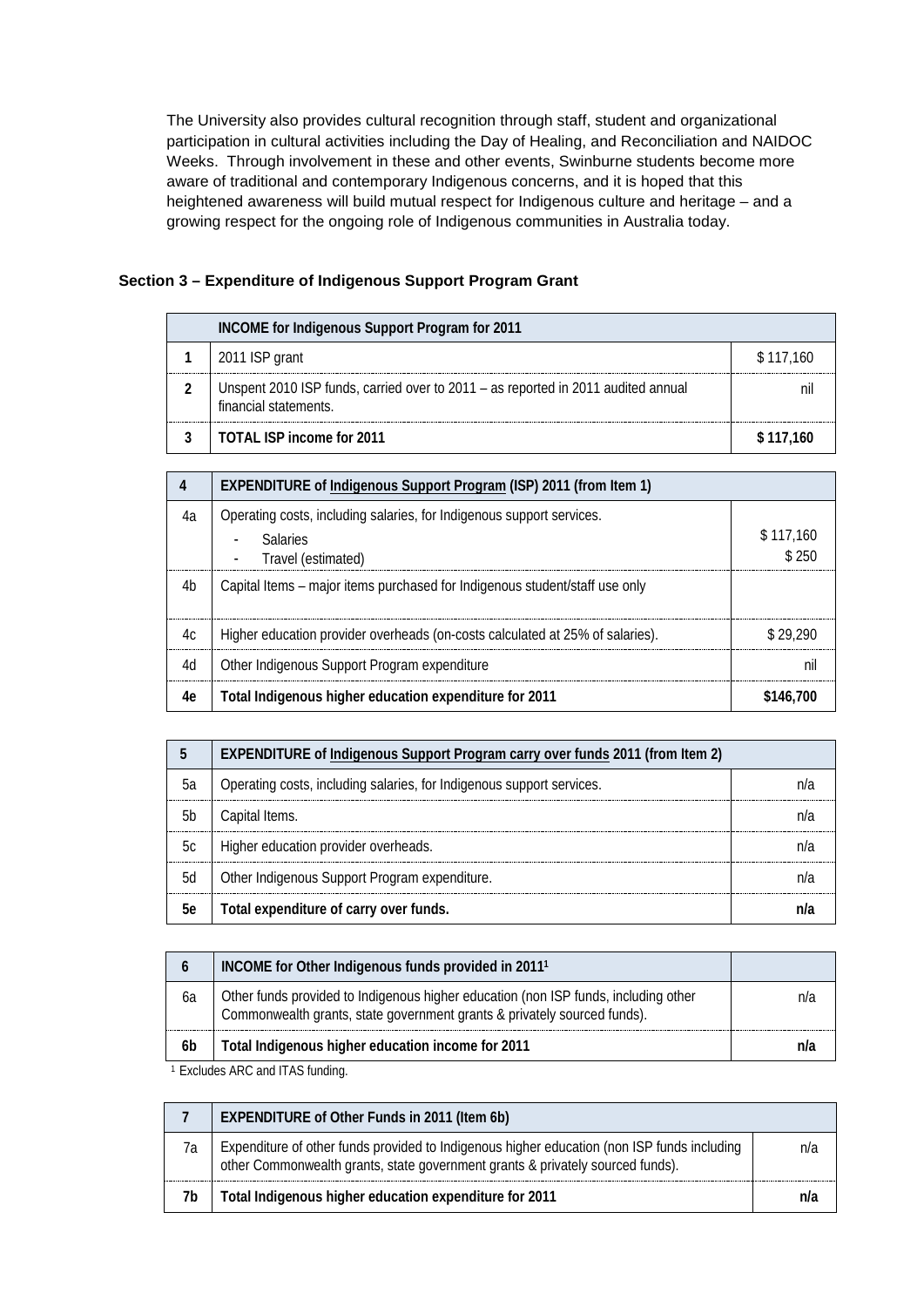The University also provides cultural recognition through staff, student and organizational participation in cultural activities including the Day of Healing, and Reconciliation and NAIDOC Weeks. Through involvement in these and other events, Swinburne students become more aware of traditional and contemporary Indigenous concerns, and it is hoped that this heightened awareness will build mutual respect for Indigenous culture and heritage – and a growing respect for the ongoing role of Indigenous communities in Australia today.

### Section 3 – Expenditure of Indigenous Support Program Grant

| | **INCOME for Indigenous Support Program for 2011** | |
|---|---|---|
| **1** | 2011 ISP grant | $ 117,160 |
| **2** | Unspent 2010 ISP funds, carried over to 2011 – as reported in 2011 audited annual financial statements. | nil |
| **3** | **TOTAL ISP income for 2011** | **$ 117,160** |

| **4** | **EXPENDITURE of Indigenous Support Program (ISP) 2011 (from Item 1)** | |
|---|---|---|
| 4a | Operating costs, including salaries, for Indigenous support services.<br>- Salaries<br>- Travel (estimated) | $ 117,160<br>$ 250 |
| 4b | Capital Items – major items purchased for Indigenous student/staff use only | |
| 4c | Higher education provider overheads (on-costs calculated at 25% of salaries). | $ 29,290 |
| 4d | Other Indigenous Support Program expenditure | nil |
| **4e** | **Total Indigenous higher education expenditure for 2011** | **$146,700** |

| **5** | **EXPENDITURE of Indigenous Support Program carry over funds 2011 (from Item 2)** | |
|---|---|---|
| 5a | Operating costs, including salaries, for Indigenous support services. | n/a |
| 5b | Capital Items. | n/a |
| 5c | Higher education provider overheads. | n/a |
| 5d | Other Indigenous Support Program expenditure. | n/a |
| **5e** | **Total expenditure of carry over funds.** | **n/a** |

| **6** | **INCOME for Other Indigenous funds provided in 2011[1]** | |
|---|---|---|
| 6a | Other funds provided to Indigenous higher education (non ISP funds, including other Commonwealth grants, state government grants & privately sourced funds). | n/a |
| **6b** | **Total Indigenous higher education income for 2011** | **n/a** |

[1] Excludes ARC and ITAS funding.

| **7** | **EXPENDITURE of Other Funds in 2011 (Item 6b)** | |
|---|---|---|
| 7a | Expenditure of other funds provided to Indigenous higher education (non ISP funds including other Commonwealth grants, state government grants & privately sourced funds). | n/a |
| **7b** | **Total Indigenous higher education expenditure for 2011** | **n/a** |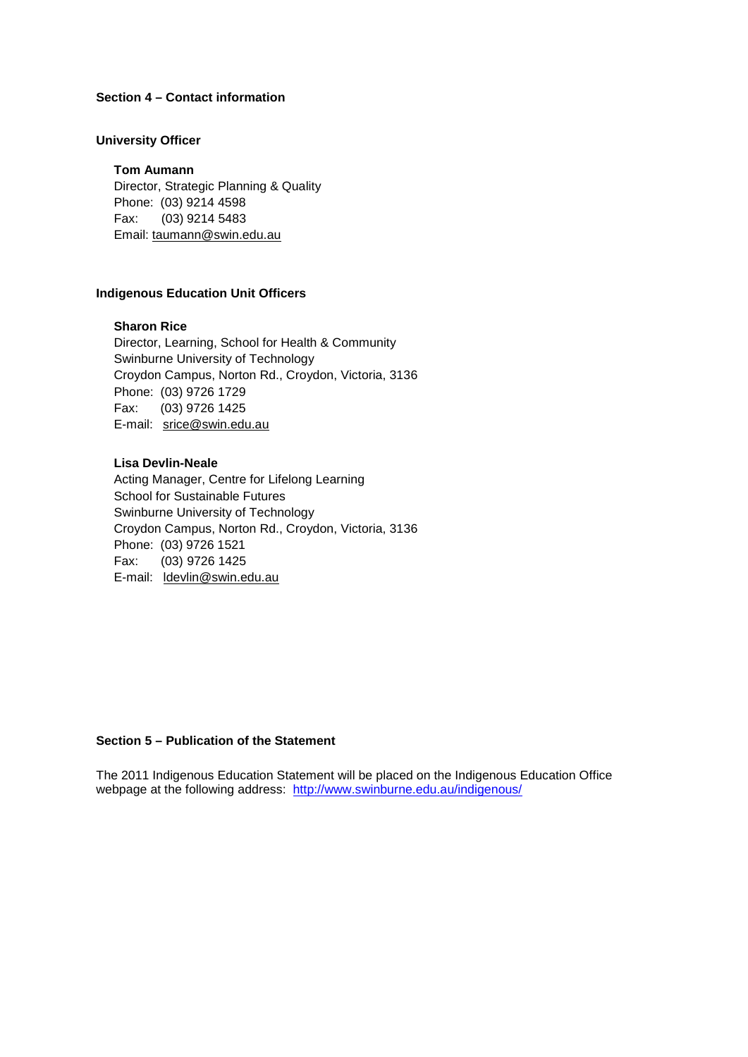## Section 4 – Contact information

### University Officer

**Tom Aumann**
Director, Strategic Planning & Quality
Phone: (03) 9214 4598
Fax: (03) 9214 5483
Email: taumann@swin.edu.au

### Indigenous Education Unit Officers

**Sharon Rice**
Director, Learning, School for Health & Community
Swinburne University of Technology
Croydon Campus, Norton Rd., Croydon, Victoria, 3136
Phone: (03) 9726 1729
Fax: (03) 9726 1425
E-mail: srice@swin.edu.au

**Lisa Devlin-Neale**
Acting Manager, Centre for Lifelong Learning
School for Sustainable Futures
Swinburne University of Technology
Croydon Campus, Norton Rd., Croydon, Victoria, 3136
Phone: (03) 9726 1521
Fax: (03) 9726 1425
E-mail: ldevlin@swin.edu.au

## Section 5 – Publication of the Statement

The 2011 Indigenous Education Statement will be placed on the Indigenous Education Office webpage at the following address: http://www.swinburne.edu.au/indigenous/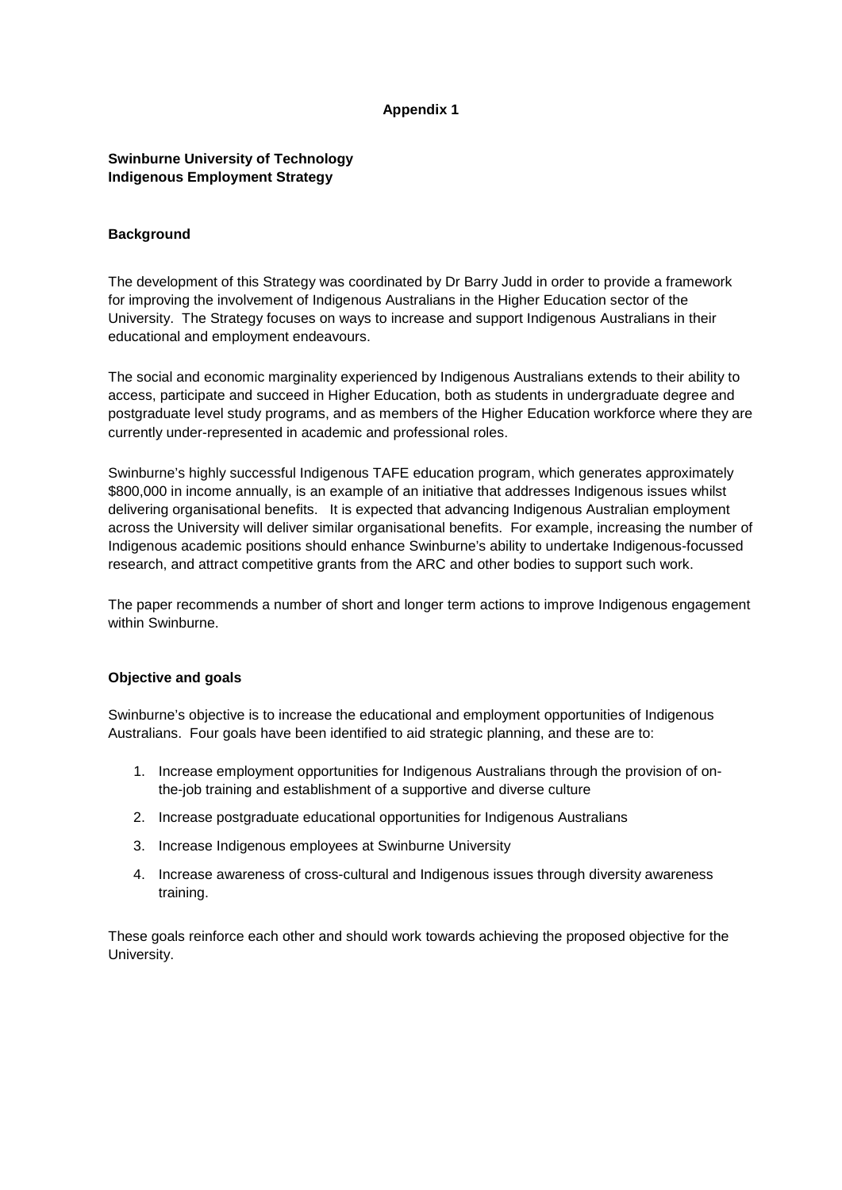**Appendix 1**

**Swinburne University of Technology**
**Indigenous Employment Strategy**

**Background**

The development of this Strategy was coordinated by Dr Barry Judd in order to provide a framework for improving the involvement of Indigenous Australians in the Higher Education sector of the University. The Strategy focuses on ways to increase and support Indigenous Australians in their educational and employment endeavours.

The social and economic marginality experienced by Indigenous Australians extends to their ability to access, participate and succeed in Higher Education, both as students in undergraduate degree and postgraduate level study programs, and as members of the Higher Education workforce where they are currently under-represented in academic and professional roles.

Swinburne's highly successful Indigenous TAFE education program, which generates approximately $800,000 in income annually, is an example of an initiative that addresses Indigenous issues whilst delivering organisational benefits. It is expected that advancing Indigenous Australian employment across the University will deliver similar organisational benefits. For example, increasing the number of Indigenous academic positions should enhance Swinburne's ability to undertake Indigenous-focussed research, and attract competitive grants from the ARC and other bodies to support such work.

The paper recommends a number of short and longer term actions to improve Indigenous engagement within Swinburne.

**Objective and goals**

Swinburne's objective is to increase the educational and employment opportunities of Indigenous Australians. Four goals have been identified to aid strategic planning, and these are to:

1. Increase employment opportunities for Indigenous Australians through the provision of on-the-job training and establishment of a supportive and diverse culture
2. Increase postgraduate educational opportunities for Indigenous Australians
3. Increase Indigenous employees at Swinburne University
4. Increase awareness of cross-cultural and Indigenous issues through diversity awareness training.

These goals reinforce each other and should work towards achieving the proposed objective for the University.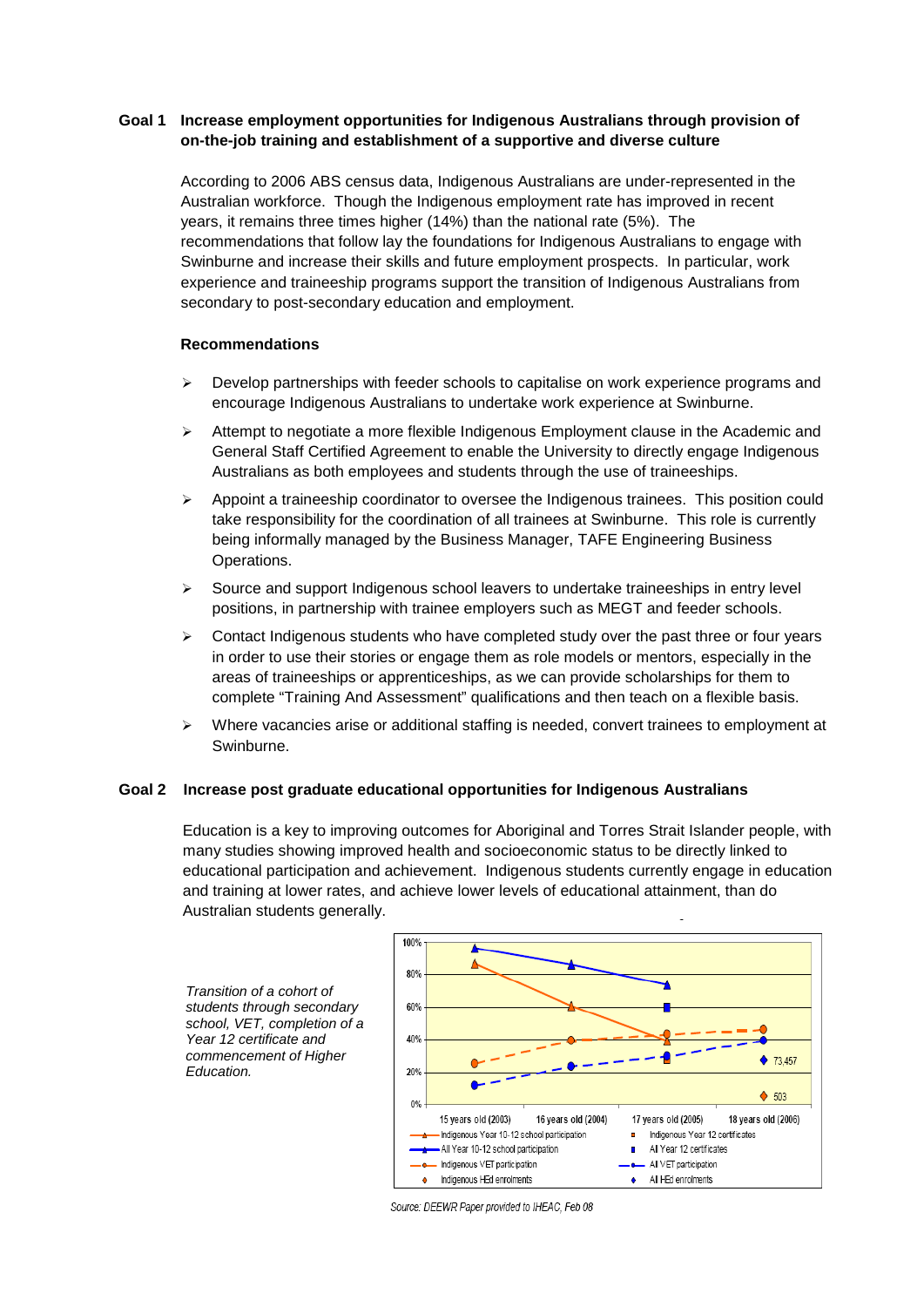**Goal 1 Increase employment opportunities for Indigenous Australians through provision of on-the-job training and establishment of a supportive and diverse culture**

According to 2006 ABS census data, Indigenous Australians are under-represented in the Australian workforce. Though the Indigenous employment rate has improved in recent years, it remains three times higher (14%) than the national rate (5%). The recommendations that follow lay the foundations for Indigenous Australians to engage with Swinburne and increase their skills and future employment prospects. In particular, work experience and traineeship programs support the transition of Indigenous Australians from secondary to post-secondary education and employment.

**Recommendations**

- Develop partnerships with feeder schools to capitalise on work experience programs and encourage Indigenous Australians to undertake work experience at Swinburne.
- Attempt to negotiate a more flexible Indigenous Employment clause in the Academic and General Staff Certified Agreement to enable the University to directly engage Indigenous Australians as both employees and students through the use of traineeships.
- Appoint a traineeship coordinator to oversee the Indigenous trainees. This position could take responsibility for the coordination of all trainees at Swinburne. This role is currently being informally managed by the Business Manager, TAFE Engineering Business Operations.
- Source and support Indigenous school leavers to undertake traineeships in entry level positions, in partnership with trainee employers such as MEGT and feeder schools.
- Contact Indigenous students who have completed study over the past three or four years in order to use their stories or engage them as role models or mentors, especially in the areas of traineeships or apprenticeships, as we can provide scholarships for them to complete "Training And Assessment" qualifications and then teach on a flexible basis.
- Where vacancies arise or additional staffing is needed, convert trainees to employment at Swinburne.

**Goal 2 Increase post graduate educational opportunities for Indigenous Australians**

Education is a key to improving outcomes for Aboriginal and Torres Strait Islander people, with many studies showing improved health and socioeconomic status to be directly linked to educational participation and achievement. Indigenous students currently engage in education and training at lower rates, and achieve lower levels of educational attainment, than do Australian students generally.

*Transition of a cohort of students through secondary school, VET, completion of a Year 12 certificate and commencement of Higher Education.*

Source: DEEWR Paper provided to IHEAC, Feb 08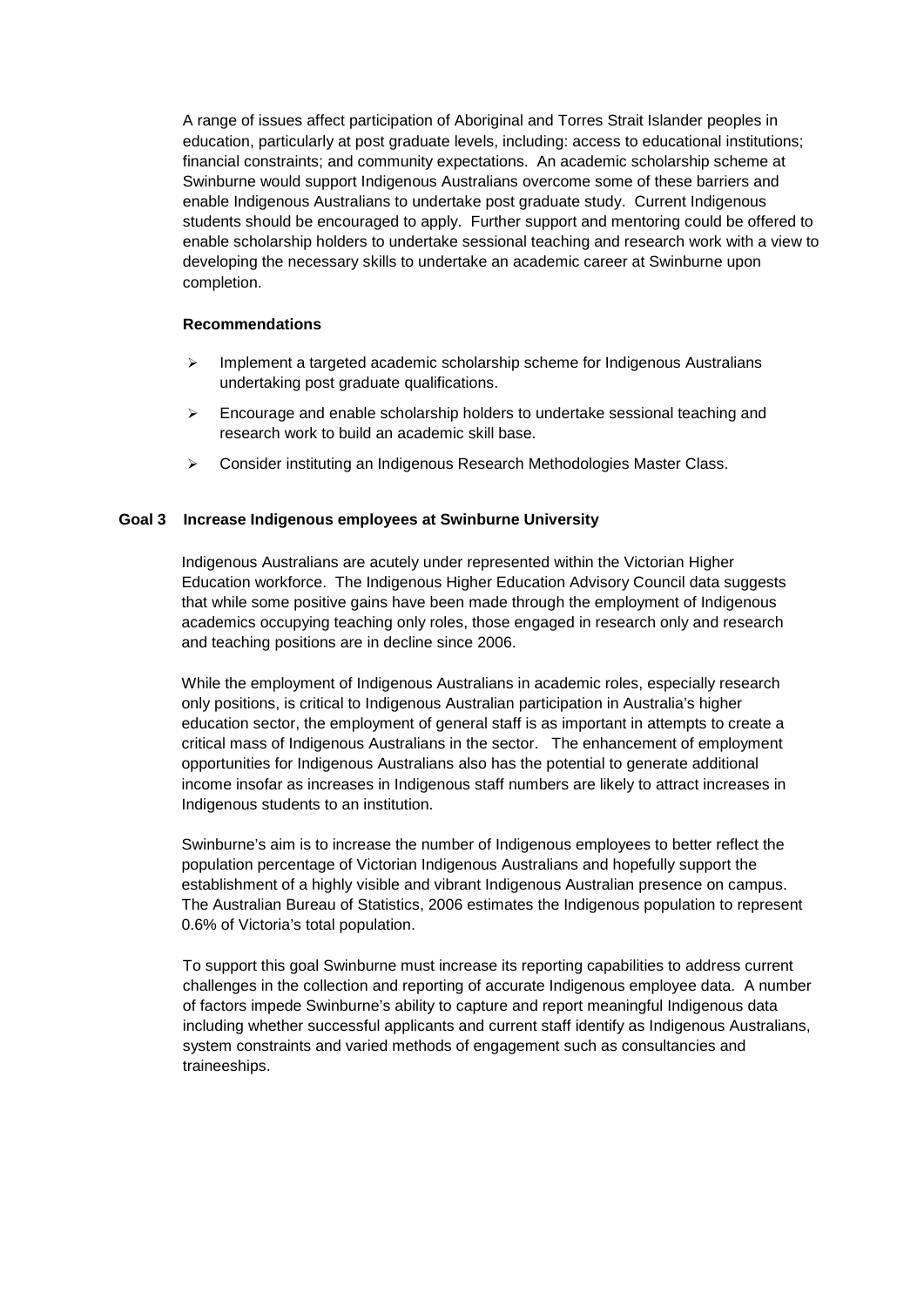A range of issues affect participation of Aboriginal and Torres Strait Islander peoples in education, particularly at post graduate levels, including: access to educational institutions; financial constraints; and community expectations. An academic scholarship scheme at Swinburne would support Indigenous Australians overcome some of these barriers and enable Indigenous Australians to undertake post graduate study. Current Indigenous students should be encouraged to apply. Further support and mentoring could be offered to enable scholarship holders to undertake sessional teaching and research work with a view to developing the necessary skills to undertake an academic career at Swinburne upon completion.

**Recommendations**

- Implement a targeted academic scholarship scheme for Indigenous Australians undertaking post graduate qualifications.
- Encourage and enable scholarship holders to undertake sessional teaching and research work to build an academic skill base.
- Consider instituting an Indigenous Research Methodologies Master Class.

### Goal 3 Increase Indigenous employees at Swinburne University

Indigenous Australians are acutely under represented within the Victorian Higher Education workforce. The Indigenous Higher Education Advisory Council data suggests that while some positive gains have been made through the employment of Indigenous academics occupying teaching only roles, those engaged in research only and research and teaching positions are in decline since 2006.

While the employment of Indigenous Australians in academic roles, especially research only positions, is critical to Indigenous Australian participation in Australia's higher education sector, the employment of general staff is as important in attempts to create a critical mass of Indigenous Australians in the sector. The enhancement of employment opportunities for Indigenous Australians also has the potential to generate additional income insofar as increases in Indigenous staff numbers are likely to attract increases in Indigenous students to an institution.

Swinburne's aim is to increase the number of Indigenous employees to better reflect the population percentage of Victorian Indigenous Australians and hopefully support the establishment of a highly visible and vibrant Indigenous Australian presence on campus. The Australian Bureau of Statistics, 2006 estimates the Indigenous population to represent 0.6% of Victoria's total population.

To support this goal Swinburne must increase its reporting capabilities to address current challenges in the collection and reporting of accurate Indigenous employee data. A number of factors impede Swinburne's ability to capture and report meaningful Indigenous data including whether successful applicants and current staff identify as Indigenous Australians, system constraints and varied methods of engagement such as consultancies and traineeships.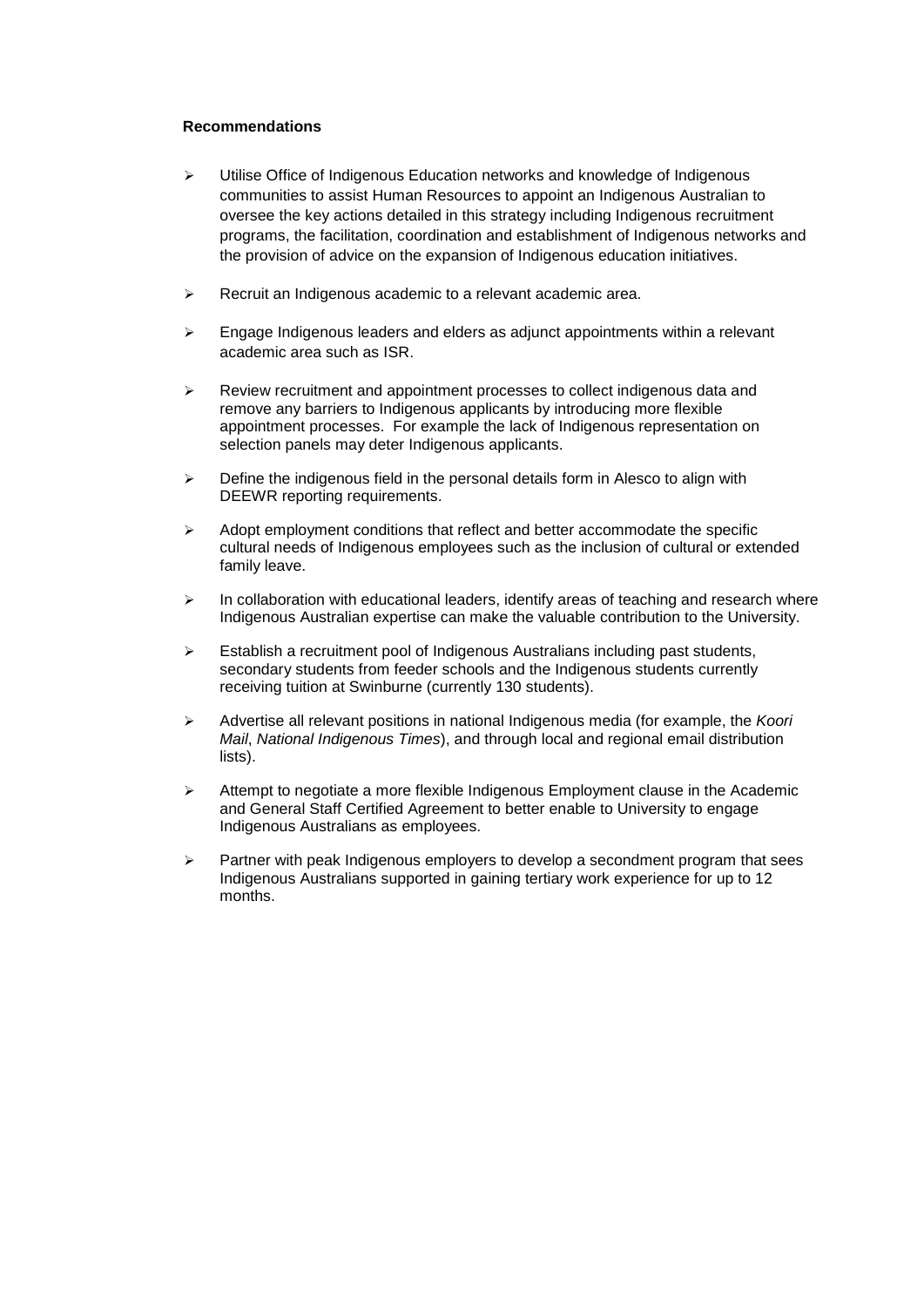**Recommendations**

- Utilise Office of Indigenous Education networks and knowledge of Indigenous communities to assist Human Resources to appoint an Indigenous Australian to oversee the key actions detailed in this strategy including Indigenous recruitment programs, the facilitation, coordination and establishment of Indigenous networks and the provision of advice on the expansion of Indigenous education initiatives.

- Recruit an Indigenous academic to a relevant academic area.

- Engage Indigenous leaders and elders as adjunct appointments within a relevant academic area such as ISR.

- Review recruitment and appointment processes to collect indigenous data and remove any barriers to Indigenous applicants by introducing more flexible appointment processes. For example the lack of Indigenous representation on selection panels may deter Indigenous applicants.

- Define the indigenous field in the personal details form in Alesco to align with DEEWR reporting requirements.

- Adopt employment conditions that reflect and better accommodate the specific cultural needs of Indigenous employees such as the inclusion of cultural or extended family leave.

- In collaboration with educational leaders, identify areas of teaching and research where Indigenous Australian expertise can make the valuable contribution to the University.

- Establish a recruitment pool of Indigenous Australians including past students, secondary students from feeder schools and the Indigenous students currently receiving tuition at Swinburne (currently 130 students).

- Advertise all relevant positions in national Indigenous media (for example, the *Koori Mail*, *National Indigenous Times*), and through local and regional email distribution lists).

- Attempt to negotiate a more flexible Indigenous Employment clause in the Academic and General Staff Certified Agreement to better enable to University to engage Indigenous Australians as employees.

- Partner with peak Indigenous employers to develop a secondment program that sees Indigenous Australians supported in gaining tertiary work experience for up to 12 months.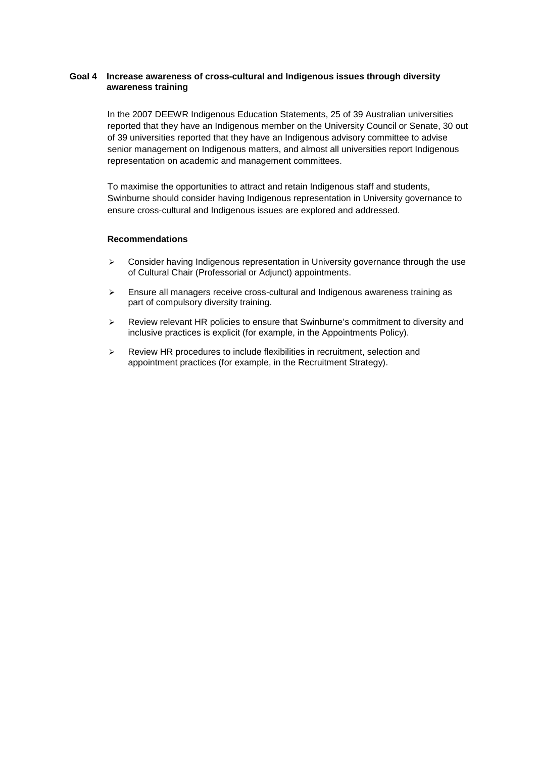### Goal 4 Increase awareness of cross-cultural and Indigenous issues through diversity awareness training

In the 2007 DEEWR Indigenous Education Statements, 25 of 39 Australian universities reported that they have an Indigenous member on the University Council or Senate, 30 out of 39 universities reported that they have an Indigenous advisory committee to advise senior management on Indigenous matters, and almost all universities report Indigenous representation on academic and management committees.

To maximise the opportunities to attract and retain Indigenous staff and students, Swinburne should consider having Indigenous representation in University governance to ensure cross-cultural and Indigenous issues are explored and addressed.

**Recommendations**

- Consider having Indigenous representation in University governance through the use of Cultural Chair (Professorial or Adjunct) appointments.
- Ensure all managers receive cross-cultural and Indigenous awareness training as part of compulsory diversity training.
- Review relevant HR policies to ensure that Swinburne's commitment to diversity and inclusive practices is explicit (for example, in the Appointments Policy).
- Review HR procedures to include flexibilities in recruitment, selection and appointment practices (for example, in the Recruitment Strategy).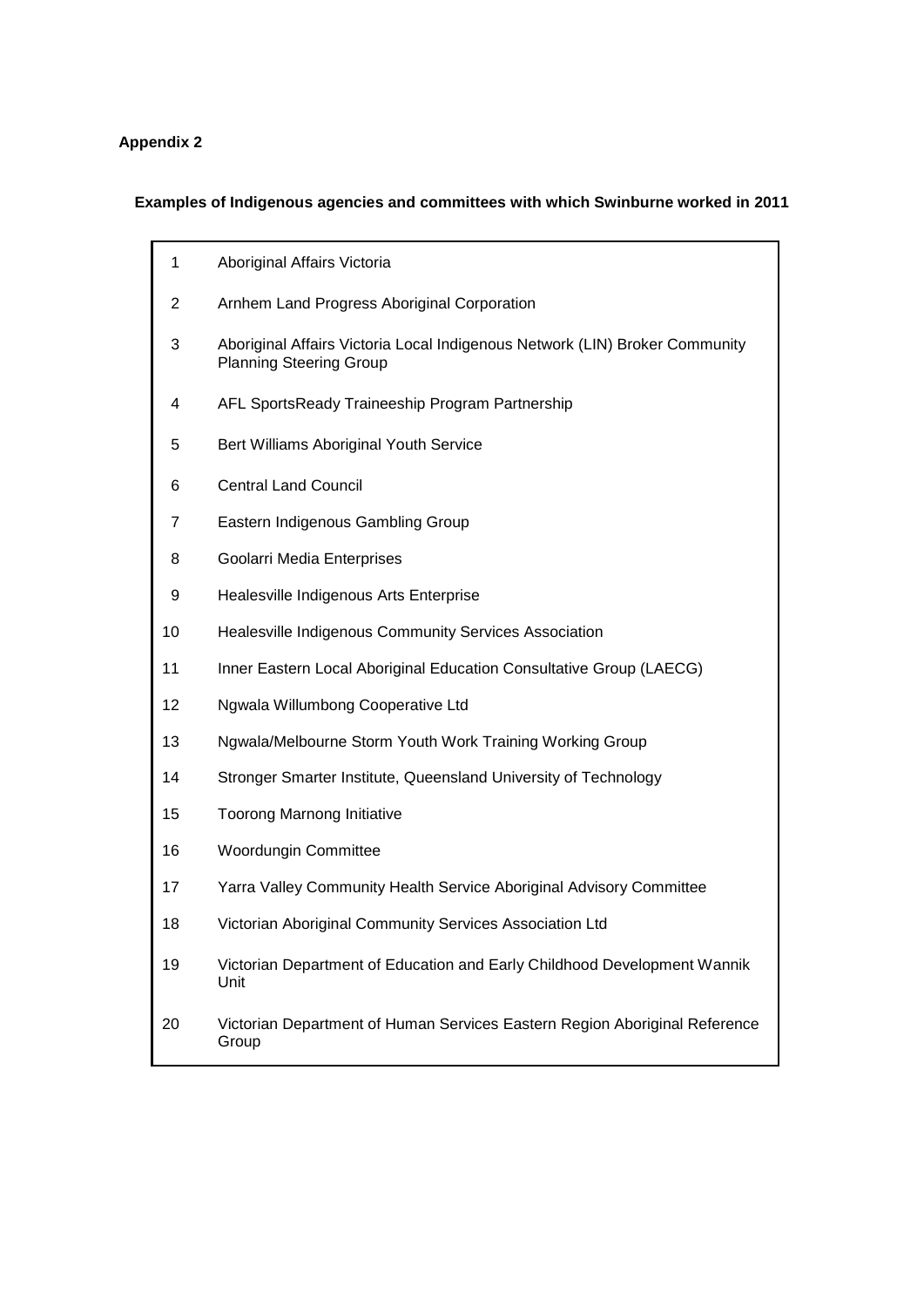**Appendix 2**

**Examples of Indigenous agencies and committees with which Swinburne worked in 2011**

| | |
|---|---|
| 1 | Aboriginal Affairs Victoria |
| 2 | Arnhem Land Progress Aboriginal Corporation |
| 3 | Aboriginal Affairs Victoria Local Indigenous Network (LIN) Broker Community Planning Steering Group |
| 4 | AFL SportsReady Traineeship Program Partnership |
| 5 | Bert Williams Aboriginal Youth Service |
| 6 | Central Land Council |
| 7 | Eastern Indigenous Gambling Group |
| 8 | Goolarri Media Enterprises |
| 9 | Healesville Indigenous Arts Enterprise |
| 10 | Healesville Indigenous Community Services Association |
| 11 | Inner Eastern Local Aboriginal Education Consultative Group (LAECG) |
| 12 | Ngwala Willumbong Cooperative Ltd |
| 13 | Ngwala/Melbourne Storm Youth Work Training Working Group |
| 14 | Stronger Smarter Institute, Queensland University of Technology |
| 15 | Toorong Marnong Initiative |
| 16 | Woordungin Committee |
| 17 | Yarra Valley Community Health Service Aboriginal Advisory Committee |
| 18 | Victorian Aboriginal Community Services Association Ltd |
| 19 | Victorian Department of Education and Early Childhood Development Wannik Unit |
| 20 | Victorian Department of Human Services Eastern Region Aboriginal Reference Group |